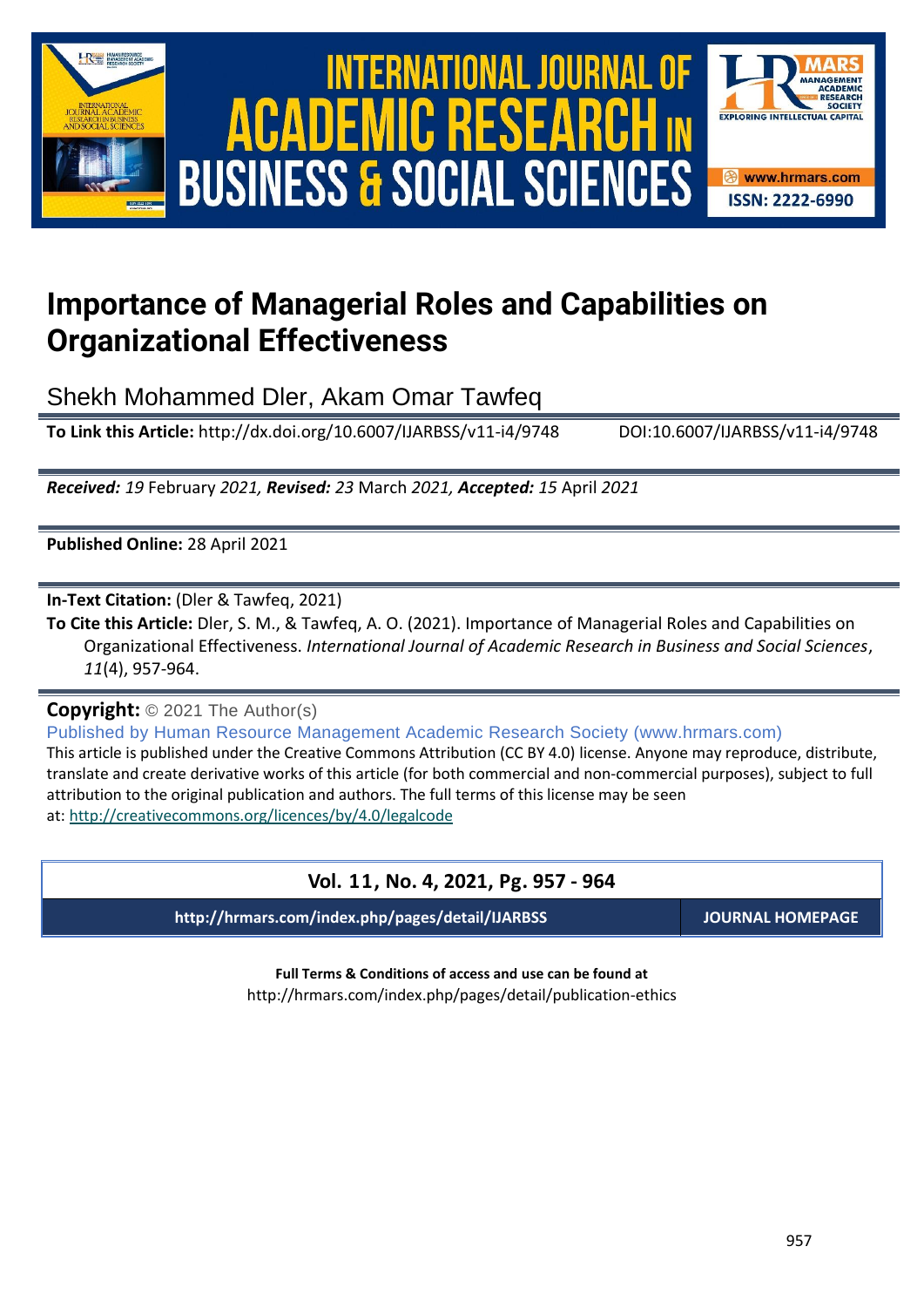# Importance of Managerial Roles and Capabilities on Organizational Effectiveness

Shekh Mohammed Dler, Akam Omar Tawfeq

**To Link this Article:** http://dx.doi.org/10.6007/IJARBSS/v11-i4/9748 DOI:10.6007/IJARBSS/v11-i4/9748

***Received:*** *19* February *2021,* ***Revised:*** *23* March *2021,* ***Accepted:*** *15* April *2021*

**Published Online:** 28 April 2021

**In-Text Citation:** (Dler & Tawfeq, 2021)

**To Cite this Article:** Dler, S. M., & Tawfeq, A. O. (2021). Importance of Managerial Roles and Capabilities on Organizational Effectiveness. *International Journal of Academic Research in Business and Social Sciences*, *11*(4), 957-964.

**Copyright:** © 2021 The Author(s)

Published by Human Resource Management Academic Research Society (www.hrmars.com)

This article is published under the Creative Commons Attribution (CC BY 4.0) license. Anyone may reproduce, distribute, translate and create derivative works of this article (for both commercial and non-commercial purposes), subject to full attribution to the original publication and authors. The full terms of this license may be seen at: http://creativecommons.org/licences/by/4.0/legalcode

**Vol. 11, No. 4, 2021, Pg. 957 - 964**

**http://hrmars.com/index.php/pages/detail/IJARBSS** **JOURNAL HOMEPAGE**

**Full Terms & Conditions of access and use can be found at**

http://hrmars.com/index.php/pages/detail/publication-ethics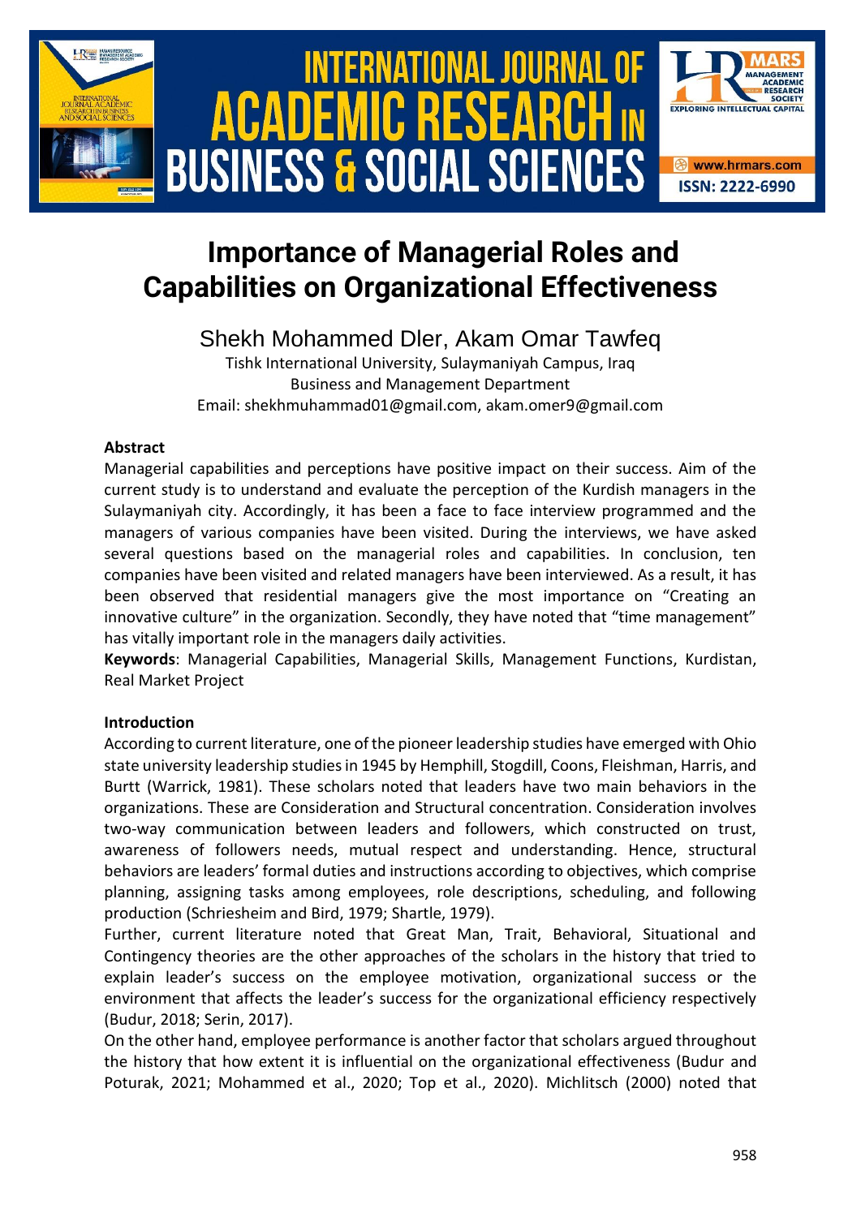# Importance of Managerial Roles and Capabilities on Organizational Effectiveness

Shekh Mohammed Dler, Akam Omar Tawfeq

Tishk International University, Sulaymaniyah Campus, Iraq
Business and Management Department
Email: shekhmuhammad01@gmail.com, akam.omer9@gmail.com

**Abstract**

Managerial capabilities and perceptions have positive impact on their success. Aim of the current study is to understand and evaluate the perception of the Kurdish managers in the Sulaymaniyah city. Accordingly, it has been a face to face interview programmed and the managers of various companies have been visited. During the interviews, we have asked several questions based on the managerial roles and capabilities. In conclusion, ten companies have been visited and related managers have been interviewed. As a result, it has been observed that residential managers give the most importance on "Creating an innovative culture" in the organization. Secondly, they have noted that "time management" has vitally important role in the managers daily activities.

**Keywords**: Managerial Capabilities, Managerial Skills, Management Functions, Kurdistan, Real Market Project

**Introduction**

According to current literature, one of the pioneer leadership studies have emerged with Ohio state university leadership studies in 1945 by Hemphill, Stogdill, Coons, Fleishman, Harris, and Burtt (Warrick, 1981). These scholars noted that leaders have two main behaviors in the organizations. These are Consideration and Structural concentration. Consideration involves two-way communication between leaders and followers, which constructed on trust, awareness of followers needs, mutual respect and understanding. Hence, structural behaviors are leaders' formal duties and instructions according to objectives, which comprise planning, assigning tasks among employees, role descriptions, scheduling, and following production (Schriesheim and Bird, 1979; Shartle, 1979).

Further, current literature noted that Great Man, Trait, Behavioral, Situational and Contingency theories are the other approaches of the scholars in the history that tried to explain leader's success on the employee motivation, organizational success or the environment that affects the leader's success for the organizational efficiency respectively (Budur, 2018; Serin, 2017).

On the other hand, employee performance is another factor that scholars argued throughout the history that how extent it is influential on the organizational effectiveness (Budur and Poturak, 2021; Mohammed et al., 2020; Top et al., 2020). Michlitsch (2000) noted that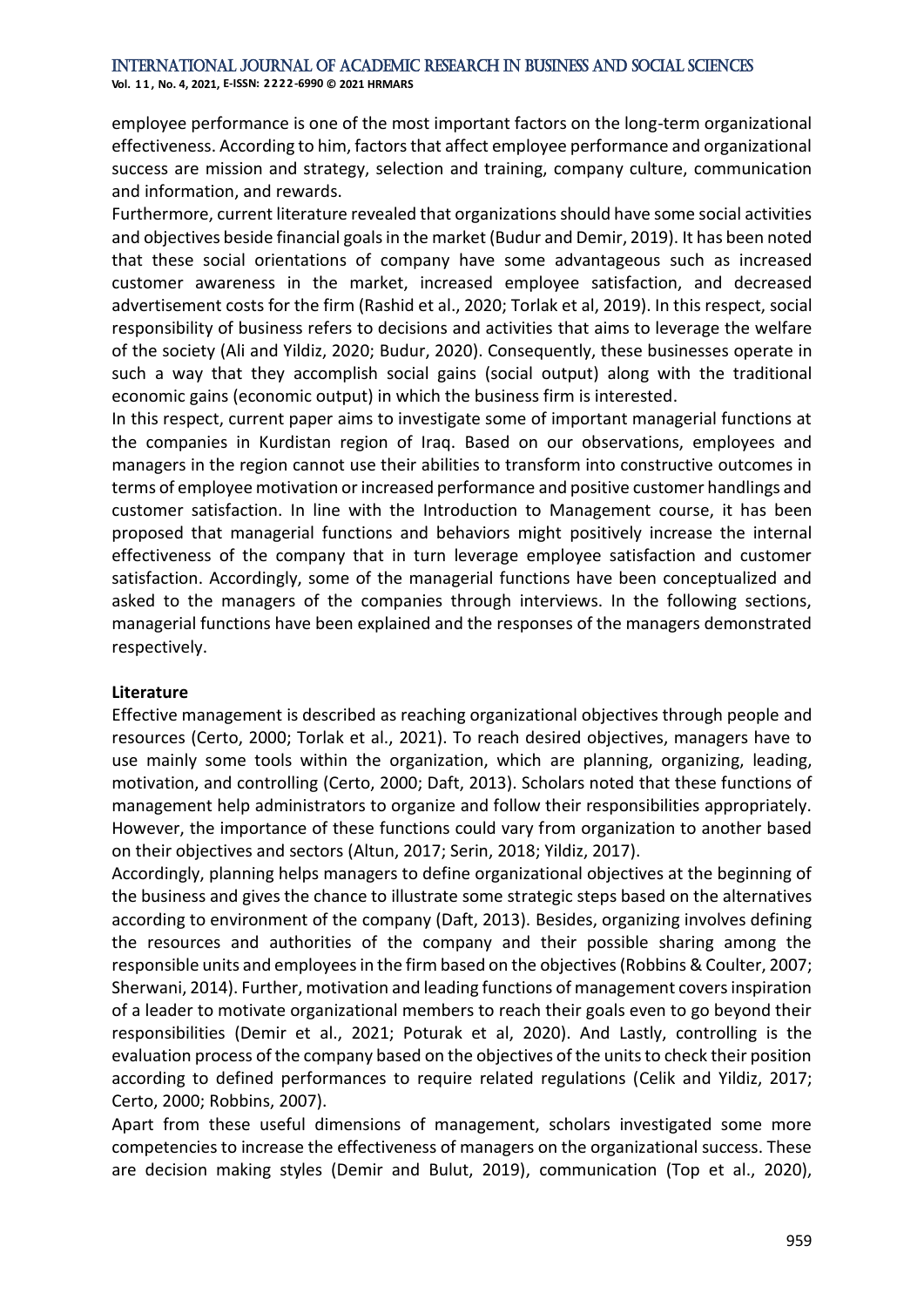employee performance is one of the most important factors on the long-term organizational effectiveness. According to him, factors that affect employee performance and organizational success are mission and strategy, selection and training, company culture, communication and information, and rewards.

Furthermore, current literature revealed that organizations should have some social activities and objectives beside financial goals in the market (Budur and Demir, 2019). It has been noted that these social orientations of company have some advantageous such as increased customer awareness in the market, increased employee satisfaction, and decreased advertisement costs for the firm (Rashid et al., 2020; Torlak et al, 2019). In this respect, social responsibility of business refers to decisions and activities that aims to leverage the welfare of the society (Ali and Yildiz, 2020; Budur, 2020). Consequently, these businesses operate in such a way that they accomplish social gains (social output) along with the traditional economic gains (economic output) in which the business firm is interested.

In this respect, current paper aims to investigate some of important managerial functions at the companies in Kurdistan region of Iraq. Based on our observations, employees and managers in the region cannot use their abilities to transform into constructive outcomes in terms of employee motivation or increased performance and positive customer handlings and customer satisfaction. In line with the Introduction to Management course, it has been proposed that managerial functions and behaviors might positively increase the internal effectiveness of the company that in turn leverage employee satisfaction and customer satisfaction. Accordingly, some of the managerial functions have been conceptualized and asked to the managers of the companies through interviews. In the following sections, managerial functions have been explained and the responses of the managers demonstrated respectively.

**Literature**

Effective management is described as reaching organizational objectives through people and resources (Certo, 2000; Torlak et al., 2021). To reach desired objectives, managers have to use mainly some tools within the organization, which are planning, organizing, leading, motivation, and controlling (Certo, 2000; Daft, 2013). Scholars noted that these functions of management help administrators to organize and follow their responsibilities appropriately. However, the importance of these functions could vary from organization to another based on their objectives and sectors (Altun, 2017; Serin, 2018; Yildiz, 2017).

Accordingly, planning helps managers to define organizational objectives at the beginning of the business and gives the chance to illustrate some strategic steps based on the alternatives according to environment of the company (Daft, 2013). Besides, organizing involves defining the resources and authorities of the company and their possible sharing among the responsible units and employees in the firm based on the objectives (Robbins & Coulter, 2007; Sherwani, 2014). Further, motivation and leading functions of management covers inspiration of a leader to motivate organizational members to reach their goals even to go beyond their responsibilities (Demir et al., 2021; Poturak et al, 2020). And Lastly, controlling is the evaluation process of the company based on the objectives of the units to check their position according to defined performances to require related regulations (Celik and Yildiz, 2017; Certo, 2000; Robbins, 2007).

Apart from these useful dimensions of management, scholars investigated some more competencies to increase the effectiveness of managers on the organizational success. These are decision making styles (Demir and Bulut, 2019), communication (Top et al., 2020),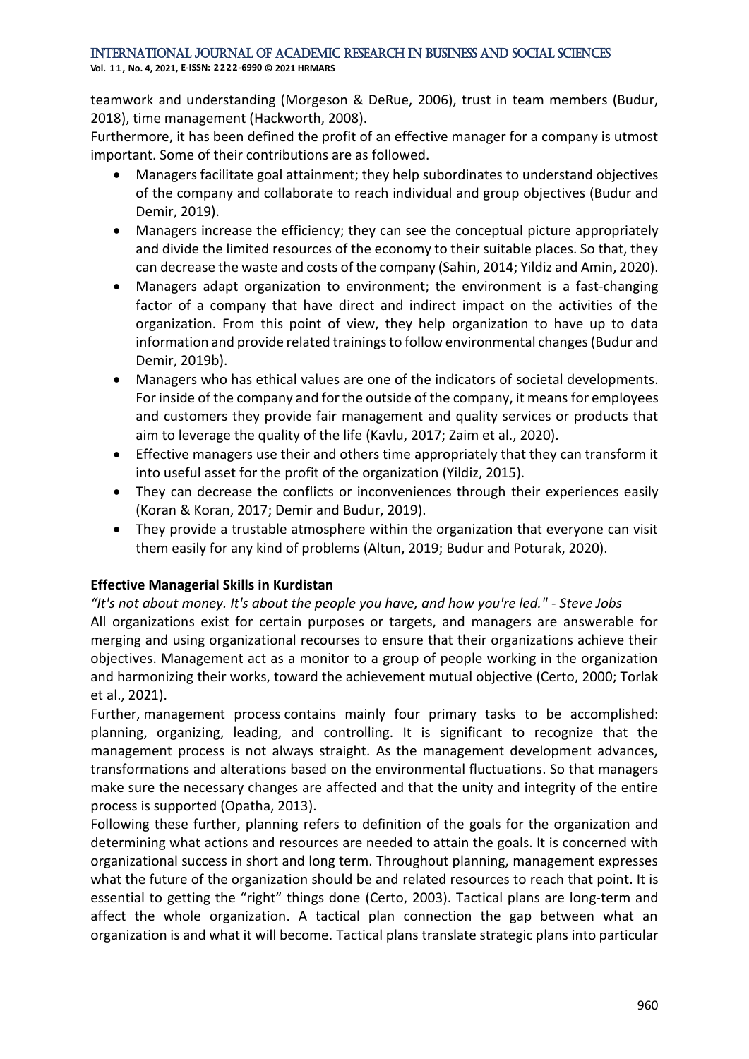teamwork and understanding (Morgeson & DeRue, 2006), trust in team members (Budur, 2018), time management (Hackworth, 2008).

Furthermore, it has been defined the profit of an effective manager for a company is utmost important. Some of their contributions are as followed.

- Managers facilitate goal attainment; they help subordinates to understand objectives of the company and collaborate to reach individual and group objectives (Budur and Demir, 2019).
- Managers increase the efficiency; they can see the conceptual picture appropriately and divide the limited resources of the economy to their suitable places. So that, they can decrease the waste and costs of the company (Sahin, 2014; Yildiz and Amin, 2020).
- Managers adapt organization to environment; the environment is a fast-changing factor of a company that have direct and indirect impact on the activities of the organization. From this point of view, they help organization to have up to data information and provide related trainings to follow environmental changes (Budur and Demir, 2019b).
- Managers who has ethical values are one of the indicators of societal developments. For inside of the company and for the outside of the company, it means for employees and customers they provide fair management and quality services or products that aim to leverage the quality of the life (Kavlu, 2017; Zaim et al., 2020).
- Effective managers use their and others time appropriately that they can transform it into useful asset for the profit of the organization (Yildiz, 2015).
- They can decrease the conflicts or inconveniences through their experiences easily (Koran & Koran, 2017; Demir and Budur, 2019).
- They provide a trustable atmosphere within the organization that everyone can visit them easily for any kind of problems (Altun, 2019; Budur and Poturak, 2020).

**Effective Managerial Skills in Kurdistan**

*"It's not about money. It's about the people you have, and how you're led." - Steve Jobs*

All organizations exist for certain purposes or targets, and managers are answerable for merging and using organizational recourses to ensure that their organizations achieve their objectives. Management act as a monitor to a group of people working in the organization and harmonizing their works, toward the achievement mutual objective (Certo, 2000; Torlak et al., 2021).

Further, management process contains mainly four primary tasks to be accomplished: planning, organizing, leading, and controlling. It is significant to recognize that the management process is not always straight. As the management development advances, transformations and alterations based on the environmental fluctuations. So that managers make sure the necessary changes are affected and that the unity and integrity of the entire process is supported (Opatha, 2013).

Following these further, planning refers to definition of the goals for the organization and determining what actions and resources are needed to attain the goals. It is concerned with organizational success in short and long term. Throughout planning, management expresses what the future of the organization should be and related resources to reach that point. It is essential to getting the "right" things done (Certo, 2003). Tactical plans are long-term and affect the whole organization. A tactical plan connection the gap between what an organization is and what it will become. Tactical plans translate strategic plans into particular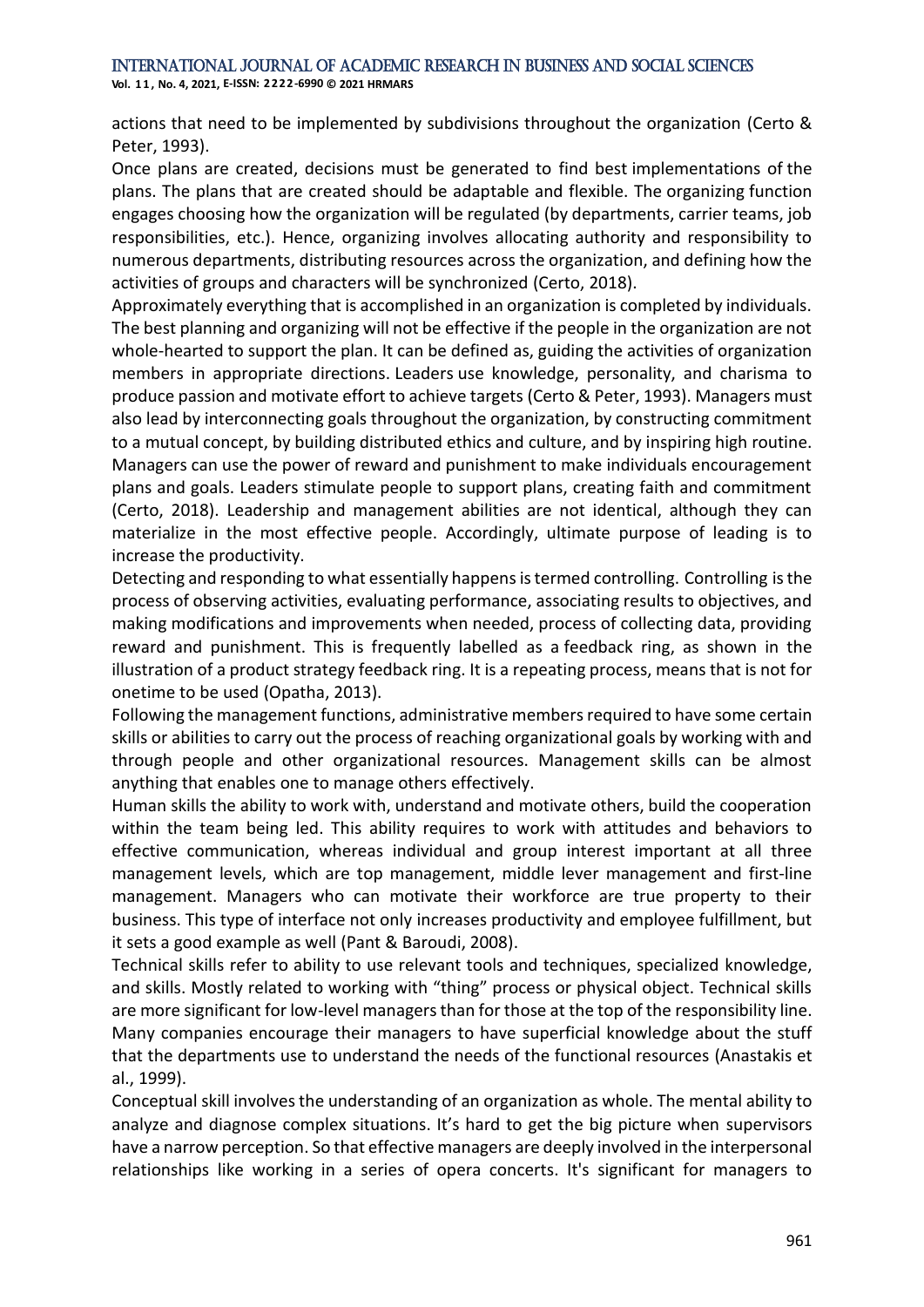actions that need to be implemented by subdivisions throughout the organization (Certo & Peter, 1993).

Once plans are created, decisions must be generated to find best implementations of the plans. The plans that are created should be adaptable and flexible. The organizing function engages choosing how the organization will be regulated (by departments, carrier teams, job responsibilities, etc.). Hence, organizing involves allocating authority and responsibility to numerous departments, distributing resources across the organization, and defining how the activities of groups and characters will be synchronized (Certo, 2018).

Approximately everything that is accomplished in an organization is completed by individuals. The best planning and organizing will not be effective if the people in the organization are not whole-hearted to support the plan. It can be defined as, guiding the activities of organization members in appropriate directions. Leaders use knowledge, personality, and charisma to produce passion and motivate effort to achieve targets (Certo & Peter, 1993). Managers must also lead by interconnecting goals throughout the organization, by constructing commitment to a mutual concept, by building distributed ethics and culture, and by inspiring high routine. Managers can use the power of reward and punishment to make individuals encouragement plans and goals. Leaders stimulate people to support plans, creating faith and commitment (Certo, 2018). Leadership and management abilities are not identical, although they can materialize in the most effective people. Accordingly, ultimate purpose of leading is to increase the productivity.

Detecting and responding to what essentially happens is termed controlling. Controlling is the process of observing activities, evaluating performance, associating results to objectives, and making modifications and improvements when needed, process of collecting data, providing reward and punishment. This is frequently labelled as a feedback ring, as shown in the illustration of a product strategy feedback ring. It is a repeating process, means that is not for onetime to be used (Opatha, 2013).

Following the management functions, administrative members required to have some certain skills or abilities to carry out the process of reaching organizational goals by working with and through people and other organizational resources. Management skills can be almost anything that enables one to manage others effectively.

Human skills the ability to work with, understand and motivate others, build the cooperation within the team being led. This ability requires to work with attitudes and behaviors to effective communication, whereas individual and group interest important at all three management levels, which are top management, middle lever management and first-line management. Managers who can motivate their workforce are true property to their business. This type of interface not only increases productivity and employee fulfillment, but it sets a good example as well (Pant & Baroudi, 2008).

Technical skills refer to ability to use relevant tools and techniques, specialized knowledge, and skills. Mostly related to working with "thing" process or physical object. Technical skills are more significant for low-level managers than for those at the top of the responsibility line. Many companies encourage their managers to have superficial knowledge about the stuff that the departments use to understand the needs of the functional resources (Anastakis et al., 1999).

Conceptual skill involves the understanding of an organization as whole. The mental ability to analyze and diagnose complex situations. It's hard to get the big picture when supervisors have a narrow perception. So that effective managers are deeply involved in the interpersonal relationships like working in a series of opera concerts. It's significant for managers to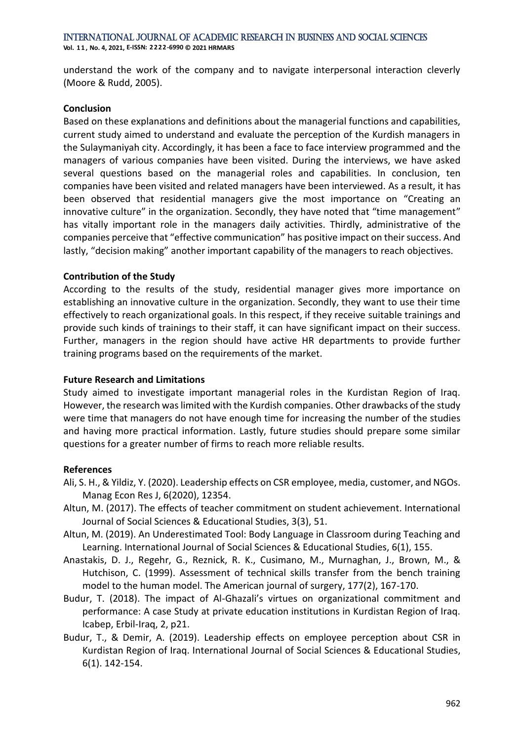understand the work of the company and to navigate interpersonal interaction cleverly (Moore & Rudd, 2005).

**Conclusion**

Based on these explanations and definitions about the managerial functions and capabilities, current study aimed to understand and evaluate the perception of the Kurdish managers in the Sulaymaniyah city. Accordingly, it has been a face to face interview programmed and the managers of various companies have been visited. During the interviews, we have asked several questions based on the managerial roles and capabilities. In conclusion, ten companies have been visited and related managers have been interviewed. As a result, it has been observed that residential managers give the most importance on "Creating an innovative culture" in the organization. Secondly, they have noted that "time management" has vitally important role in the managers daily activities. Thirdly, administrative of the companies perceive that "effective communication" has positive impact on their success. And lastly, "decision making" another important capability of the managers to reach objectives.

**Contribution of the Study**

According to the results of the study, residential manager gives more importance on establishing an innovative culture in the organization. Secondly, they want to use their time effectively to reach organizational goals. In this respect, if they receive suitable trainings and provide such kinds of trainings to their staff, it can have significant impact on their success. Further, managers in the region should have active HR departments to provide further training programs based on the requirements of the market.

**Future Research and Limitations**

Study aimed to investigate important managerial roles in the Kurdistan Region of Iraq. However, the research was limited with the Kurdish companies. Other drawbacks of the study were time that managers do not have enough time for increasing the number of the studies and having more practical information. Lastly, future studies should prepare some similar questions for a greater number of firms to reach more reliable results.

**References**

Ali, S. H., & Yildiz, Y. (2020). Leadership effects on CSR employee, media, customer, and NGOs. Manag Econ Res J, 6(2020), 12354.

Altun, M. (2017). The effects of teacher commitment on student achievement. International Journal of Social Sciences & Educational Studies, 3(3), 51.

Altun, M. (2019). An Underestimated Tool: Body Language in Classroom during Teaching and Learning. International Journal of Social Sciences & Educational Studies, 6(1), 155.

Anastakis, D. J., Regehr, G., Reznick, R. K., Cusimano, M., Murnaghan, J., Brown, M., & Hutchison, C. (1999). Assessment of technical skills transfer from the bench training model to the human model. The American journal of surgery, 177(2), 167-170.

Budur, T. (2018). The impact of Al-Ghazali's virtues on organizational commitment and performance: A case Study at private education institutions in Kurdistan Region of Iraq. Icabep, Erbil-Iraq, 2, p21.

Budur, T., & Demir, A. (2019). Leadership effects on employee perception about CSR in Kurdistan Region of Iraq. International Journal of Social Sciences & Educational Studies, 6(1). 142-154.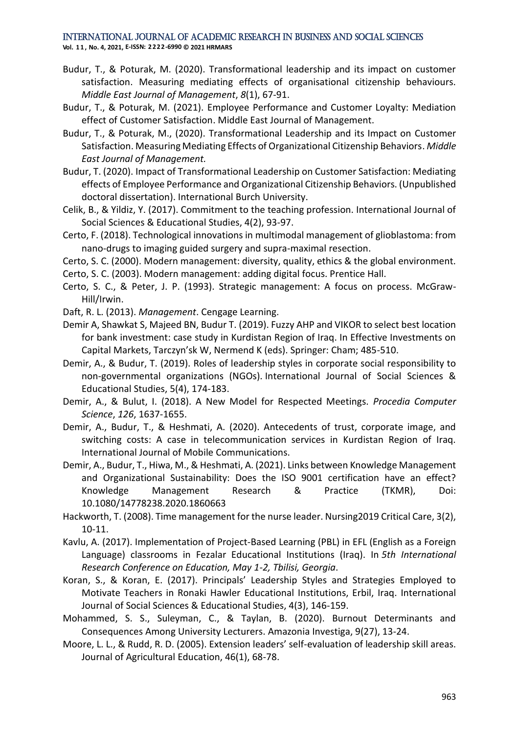Budur, T., & Poturak, M. (2020). Transformational leadership and its impact on customer satisfaction. Measuring mediating effects of organisational citizenship behaviours. *Middle East Journal of Management*, *8*(1), 67-91.

Budur, T., & Poturak, M. (2021). Employee Performance and Customer Loyalty: Mediation effect of Customer Satisfaction. Middle East Journal of Management.

Budur, T., & Poturak, M., (2020). Transformational Leadership and its Impact on Customer Satisfaction. Measuring Mediating Effects of Organizational Citizenship Behaviors. *Middle East Journal of Management.*

Budur, T. (2020). Impact of Transformational Leadership on Customer Satisfaction: Mediating effects of Employee Performance and Organizational Citizenship Behaviors. (Unpublished doctoral dissertation). International Burch University.

Celik, B., & Yildiz, Y. (2017). Commitment to the teaching profession. International Journal of Social Sciences & Educational Studies, 4(2), 93-97.

Certo, F. (2018). Technological innovations in multimodal management of glioblastoma: from nano-drugs to imaging guided surgery and supra-maximal resection.

Certo, S. C. (2000). Modern management: diversity, quality, ethics & the global environment.

Certo, S. C. (2003). Modern management: adding digital focus. Prentice Hall.

Certo, S. C., & Peter, J. P. (1993). Strategic management: A focus on process. McGraw-Hill/Irwin.

Daft, R. L. (2013). *Management*. Cengage Learning.

Demir A, Shawkat S, Majeed BN, Budur T. (2019). Fuzzy AHP and VIKOR to select best location for bank investment: case study in Kurdistan Region of Iraq. In Effective Investments on Capital Markets, Tarczyn'sk W, Nermend K (eds). Springer: Cham; 485-510.

Demir, A., & Budur, T. (2019). Roles of leadership styles in corporate social responsibility to non-governmental organizations (NGOs). International Journal of Social Sciences & Educational Studies, 5(4), 174-183.

Demir, A., & Bulut, I. (2018). A New Model for Respected Meetings. *Procedia Computer Science*, *126*, 1637-1655.

Demir, A., Budur, T., & Heshmati, A. (2020). Antecedents of trust, corporate image, and switching costs: A case in telecommunication services in Kurdistan Region of Iraq. International Journal of Mobile Communications.

Demir, A., Budur, T., Hiwa, M., & Heshmati, A. (2021). Links between Knowledge Management and Organizational Sustainability: Does the ISO 9001 certification have an effect? Knowledge Management Research & Practice (TKMR), Doi: 10.1080/14778238.2020.1860663

Hackworth, T. (2008). Time management for the nurse leader. Nursing2019 Critical Care, 3(2), 10-11.

Kavlu, A. (2017). Implementation of Project-Based Learning (PBL) in EFL (English as a Foreign Language) classrooms in Fezalar Educational Institutions (Iraq). In *5th International Research Conference on Education, May 1-2, Tbilisi, Georgia*.

Koran, S., & Koran, E. (2017). Principals' Leadership Styles and Strategies Employed to Motivate Teachers in Ronaki Hawler Educational Institutions, Erbil, Iraq. International Journal of Social Sciences & Educational Studies, 4(3), 146-159.

Mohammed, S. S., Suleyman, C., & Taylan, B. (2020). Burnout Determinants and Consequences Among University Lecturers. Amazonia Investiga, 9(27), 13-24.

Moore, L. L., & Rudd, R. D. (2005). Extension leaders' self-evaluation of leadership skill areas. Journal of Agricultural Education, 46(1), 68-78.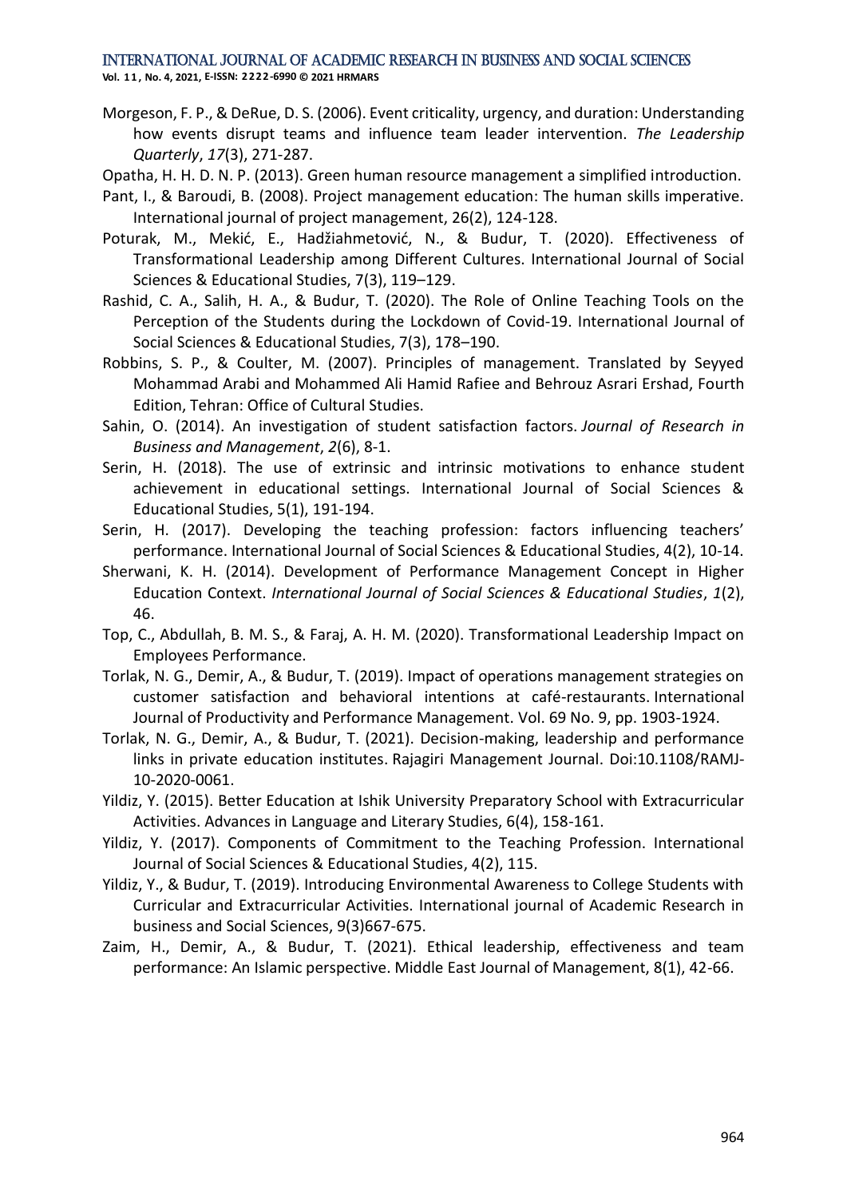Morgeson, F. P., & DeRue, D. S. (2006). Event criticality, urgency, and duration: Understanding how events disrupt teams and influence team leader intervention. *The Leadership Quarterly*, *17*(3), 271-287.

Opatha, H. H. D. N. P. (2013). Green human resource management a simplified introduction.

Pant, I., & Baroudi, B. (2008). Project management education: The human skills imperative. International journal of project management, 26(2), 124-128.

Poturak, M., Mekić, E., Hadžiahmetović, N., & Budur, T. (2020). Effectiveness of Transformational Leadership among Different Cultures. International Journal of Social Sciences & Educational Studies, 7(3), 119–129.

Rashid, C. A., Salih, H. A., & Budur, T. (2020). The Role of Online Teaching Tools on the Perception of the Students during the Lockdown of Covid-19. International Journal of Social Sciences & Educational Studies, 7(3), 178–190.

Robbins, S. P., & Coulter, M. (2007). Principles of management. Translated by Seyyed Mohammad Arabi and Mohammed Ali Hamid Rafiee and Behrouz Asrari Ershad, Fourth Edition, Tehran: Office of Cultural Studies.

Sahin, O. (2014). An investigation of student satisfaction factors. *Journal of Research in Business and Management*, *2*(6), 8-1.

Serin, H. (2018). The use of extrinsic and intrinsic motivations to enhance student achievement in educational settings. International Journal of Social Sciences & Educational Studies, 5(1), 191-194.

Serin, H. (2017). Developing the teaching profession: factors influencing teachers' performance. International Journal of Social Sciences & Educational Studies, 4(2), 10-14.

Sherwani, K. H. (2014). Development of Performance Management Concept in Higher Education Context. *International Journal of Social Sciences & Educational Studies*, *1*(2), 46.

Top, C., Abdullah, B. M. S., & Faraj, A. H. M. (2020). Transformational Leadership Impact on Employees Performance.

Torlak, N. G., Demir, A., & Budur, T. (2019). Impact of operations management strategies on customer satisfaction and behavioral intentions at café-restaurants. International Journal of Productivity and Performance Management. Vol. 69 No. 9, pp. 1903-1924.

Torlak, N. G., Demir, A., & Budur, T. (2021). Decision-making, leadership and performance links in private education institutes. Rajagiri Management Journal. Doi:10.1108/RAMJ-10-2020-0061.

Yildiz, Y. (2015). Better Education at Ishik University Preparatory School with Extracurricular Activities. Advances in Language and Literary Studies, 6(4), 158-161.

Yildiz, Y. (2017). Components of Commitment to the Teaching Profession. International Journal of Social Sciences & Educational Studies, 4(2), 115.

Yildiz, Y., & Budur, T. (2019). Introducing Environmental Awareness to College Students with Curricular and Extracurricular Activities. International journal of Academic Research in business and Social Sciences, 9(3)667-675.

Zaim, H., Demir, A., & Budur, T. (2021). Ethical leadership, effectiveness and team performance: An Islamic perspective. Middle East Journal of Management, 8(1), 42-66.